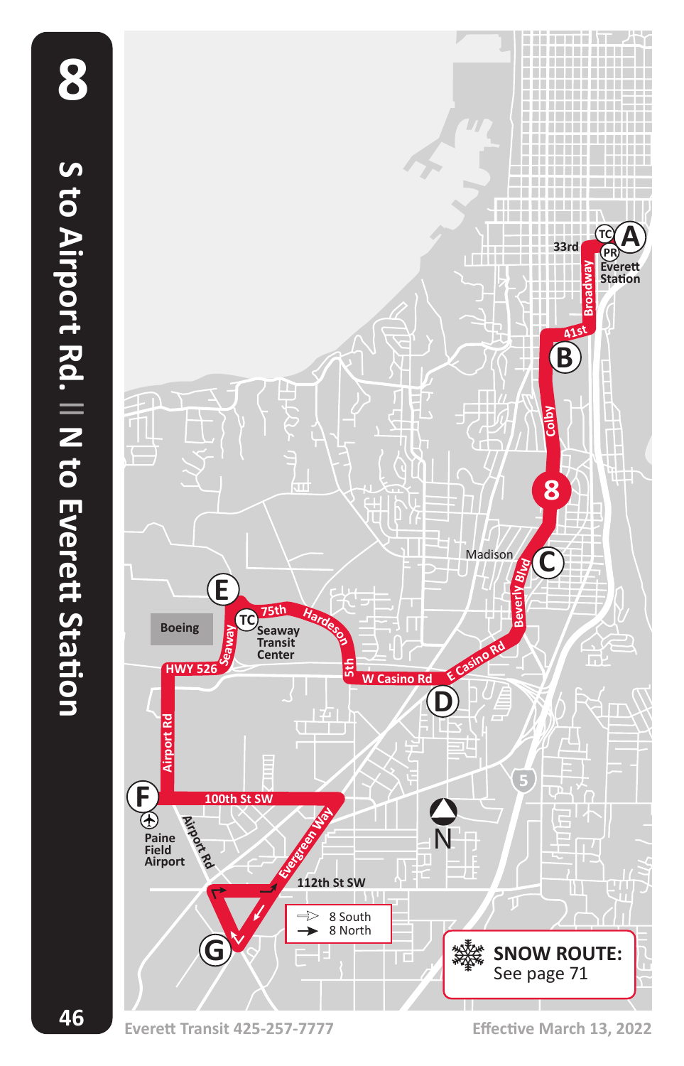# 8

## S to Airport Rd. || N to Everett Station

A — Everett Station (TC, PR)

B — 41st / Colby

C — Madison / Beverly Blvd

D — W Casino Rd / E Casino Rd

E — Seaway Transit Center (TC)

F — Paine Field Airport

G — 112th St SW / Airport Rd

Streets: 33rd, Broadway, 41st, Colby, Beverly Blvd, E Casino Rd, W Casino Rd, 5th, Hardeson, 75th, Seaway, HWY 526, Airport Rd, 100th St SW, Evergreen Way, 112th St SW

Boeing

- ⇒ 8 South
- → 8 North

**SNOW ROUTE:** See page 71

Everett Transit 425-257-7777

Effective March 13, 2022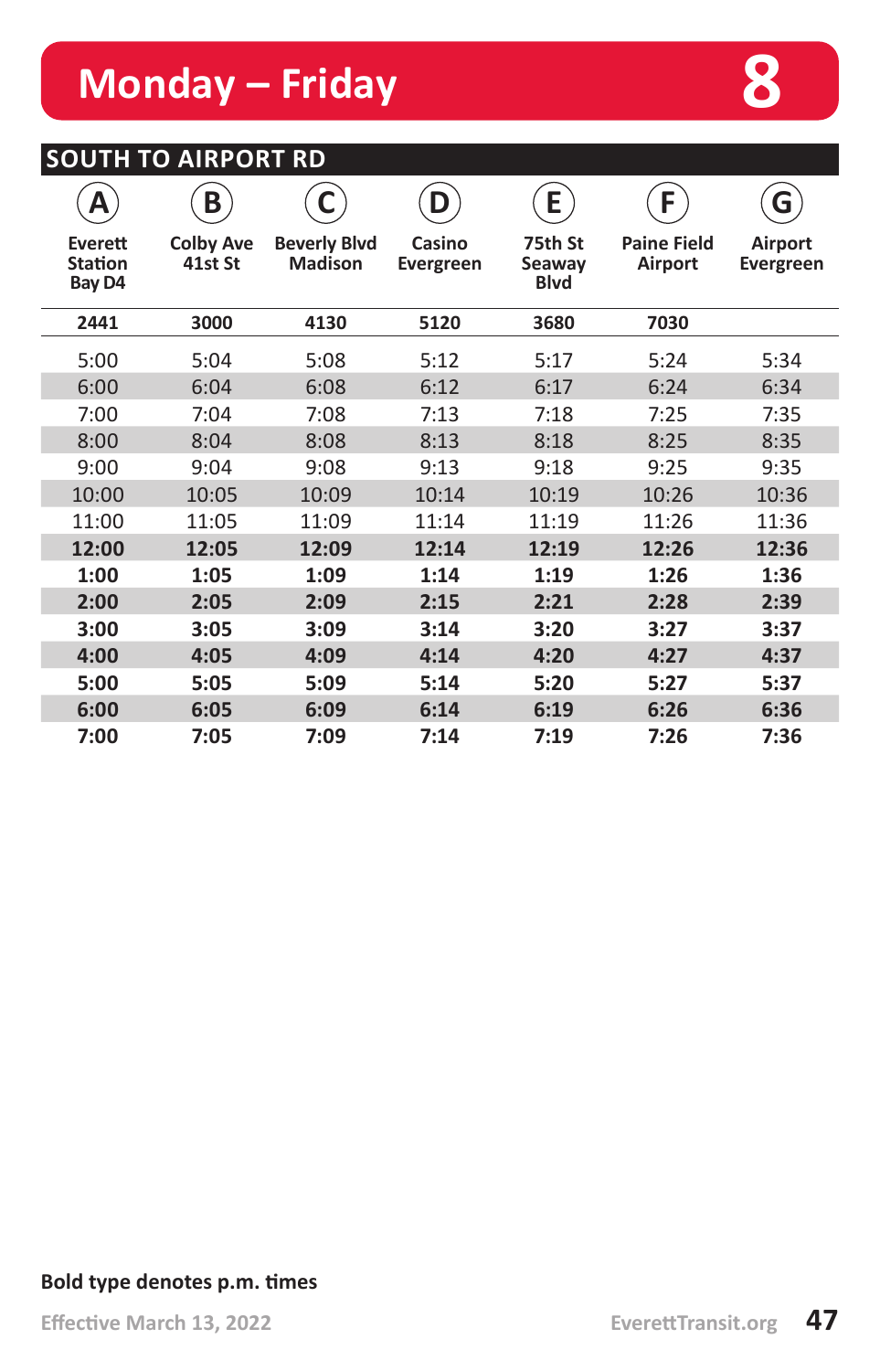# Monday – Friday

# 8

## SOUTH TO AIRPORT RD

| A Everett Station Bay D4 | B Colby Ave 41st St | C Beverly Blvd Madison | D Casino Evergreen | E 75th St Seaway Blvd | F Paine Field Airport | G Airport Evergreen |
|---|---|---|---|---|---|---|
| 2441 | 3000 | 4130 | 5120 | 3680 | 7030 | |
| 5:00 | 5:04 | 5:08 | 5:12 | 5:17 | 5:24 | 5:34 |
| 6:00 | 6:04 | 6:08 | 6:12 | 6:17 | 6:24 | 6:34 |
| 7:00 | 7:04 | 7:08 | 7:13 | 7:18 | 7:25 | 7:35 |
| 8:00 | 8:04 | 8:08 | 8:13 | 8:18 | 8:25 | 8:35 |
| 9:00 | 9:04 | 9:08 | 9:13 | 9:18 | 9:25 | 9:35 |
| 10:00 | 10:05 | 10:09 | 10:14 | 10:19 | 10:26 | 10:36 |
| 11:00 | 11:05 | 11:09 | 11:14 | 11:19 | 11:26 | 11:36 |
| **12:00** | **12:05** | **12:09** | **12:14** | **12:19** | **12:26** | **12:36** |
| **1:00** | **1:05** | **1:09** | **1:14** | **1:19** | **1:26** | **1:36** |
| **2:00** | **2:05** | **2:09** | **2:15** | **2:21** | **2:28** | **2:39** |
| **3:00** | **3:05** | **3:09** | **3:14** | **3:20** | **3:27** | **3:37** |
| **4:00** | **4:05** | **4:09** | **4:14** | **4:20** | **4:27** | **4:37** |
| **5:00** | **5:05** | **5:09** | **5:14** | **5:20** | **5:27** | **5:37** |
| **6:00** | **6:05** | **6:09** | **6:14** | **6:19** | **6:26** | **6:36** |
| **7:00** | **7:05** | **7:09** | **7:14** | **7:19** | **7:26** | **7:36** |

**Bold type denotes p.m. times**

Effective March 13, 2022

EverettTransit.org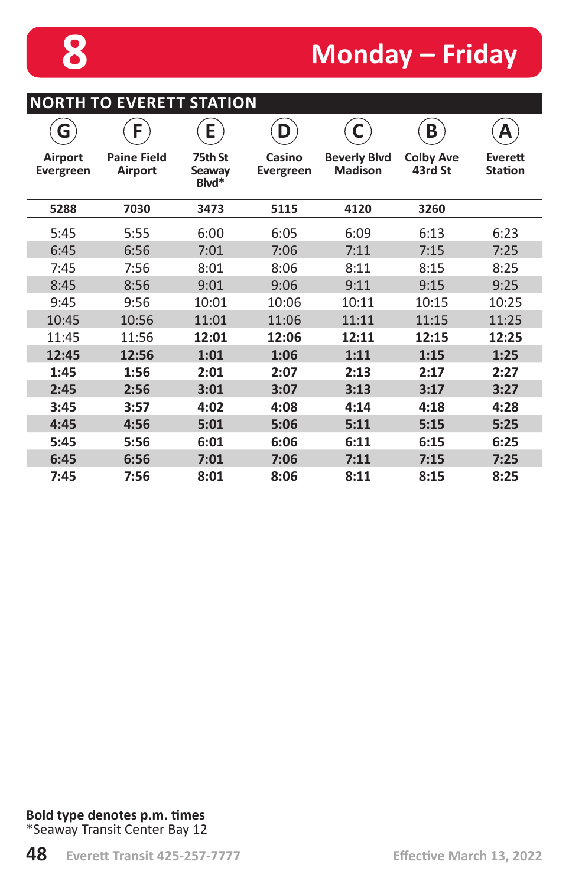# 8 Monday – Friday

## NORTH TO EVERETT STATION

| G<br>Airport Evergreen | F<br>Paine Field Airport | E<br>75th St Seaway Blvd* | D<br>Casino Evergreen | C<br>Beverly Blvd Madison | B<br>Colby Ave 43rd St | A<br>Everett Station |
|---|---|---|---|---|---|---|
| 5288 | 7030 | 3473 | 5115 | 4120 | 3260 | |
| 5:45 | 5:55 | 6:00 | 6:05 | 6:09 | 6:13 | 6:23 |
| 6:45 | 6:56 | 7:01 | 7:06 | 7:11 | 7:15 | 7:25 |
| 7:45 | 7:56 | 8:01 | 8:06 | 8:11 | 8:15 | 8:25 |
| 8:45 | 8:56 | 9:01 | 9:06 | 9:11 | 9:15 | 9:25 |
| 9:45 | 9:56 | 10:01 | 10:06 | 10:11 | 10:15 | 10:25 |
| 10:45 | 10:56 | 11:01 | 11:06 | 11:11 | 11:15 | 11:25 |
| 11:45 | 11:56 | **12:01** | **12:06** | **12:11** | **12:15** | **12:25** |
| **12:45** | **12:56** | **1:01** | **1:06** | **1:11** | **1:15** | **1:25** |
| **1:45** | **1:56** | **2:01** | **2:07** | **2:13** | **2:17** | **2:27** |
| **2:45** | **2:56** | **3:01** | **3:07** | **3:13** | **3:17** | **3:27** |
| **3:45** | **3:57** | **4:02** | **4:08** | **4:14** | **4:18** | **4:28** |
| **4:45** | **4:56** | **5:01** | **5:06** | **5:11** | **5:15** | **5:25** |
| **5:45** | **5:56** | **6:01** | **6:06** | **6:11** | **6:15** | **6:25** |
| **6:45** | **6:56** | **7:01** | **7:06** | **7:11** | **7:15** | **7:25** |
| **7:45** | **7:56** | **8:01** | **8:06** | **8:11** | **8:15** | **8:25** |

**Bold type denotes p.m. times**
*Seaway Transit Center Bay 12

Everett Transit 425-257-7777

Effective March 13, 2022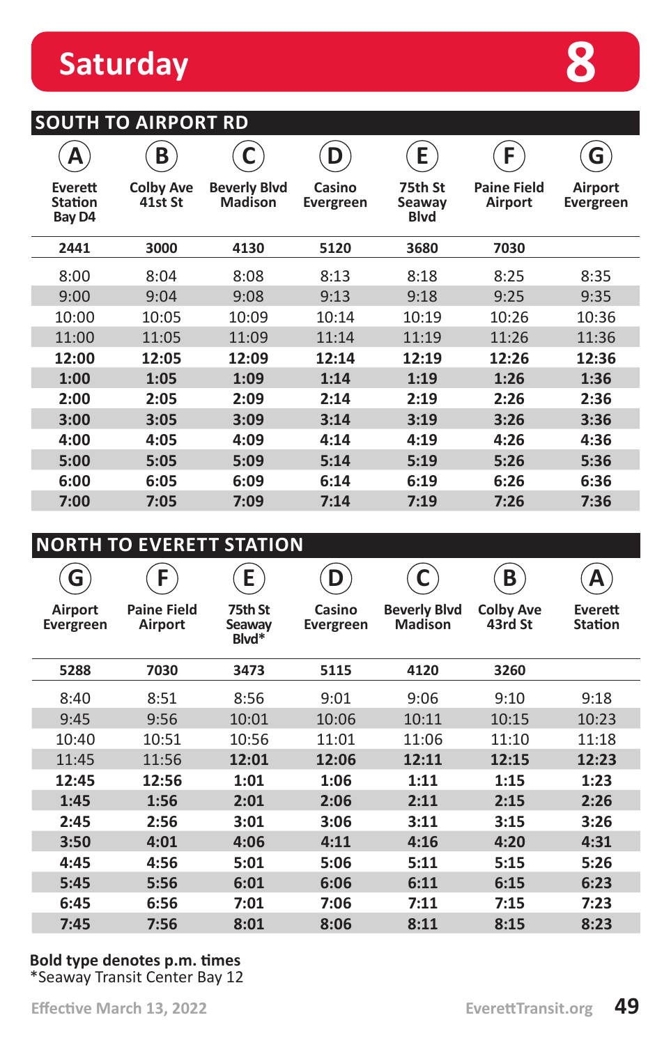# Saturday 8

## SOUTH TO AIRPORT RD

| A Everett Station Bay D4 | B Colby Ave 41st St | C Beverly Blvd Madison | D Casino Evergreen | E 75th St Seaway Blvd | F Paine Field Airport | G Airport Evergreen |
|---|---|---|---|---|---|---|
| 2441 | 3000 | 4130 | 5120 | 3680 | 7030 | |
| 8:00 | 8:04 | 8:08 | 8:13 | 8:18 | 8:25 | 8:35 |
| 9:00 | 9:04 | 9:08 | 9:13 | 9:18 | 9:25 | 9:35 |
| 10:00 | 10:05 | 10:09 | 10:14 | 10:19 | 10:26 | 10:36 |
| 11:00 | 11:05 | 11:09 | 11:14 | 11:19 | 11:26 | 11:36 |
| **12:00** | **12:05** | **12:09** | **12:14** | **12:19** | **12:26** | **12:36** |
| **1:00** | **1:05** | **1:09** | **1:14** | **1:19** | **1:26** | **1:36** |
| **2:00** | **2:05** | **2:09** | **2:14** | **2:19** | **2:26** | **2:36** |
| **3:00** | **3:05** | **3:09** | **3:14** | **3:19** | **3:26** | **3:36** |
| **4:00** | **4:05** | **4:09** | **4:14** | **4:19** | **4:26** | **4:36** |
| **5:00** | **5:05** | **5:09** | **5:14** | **5:19** | **5:26** | **5:36** |
| **6:00** | **6:05** | **6:09** | **6:14** | **6:19** | **6:26** | **6:36** |
| **7:00** | **7:05** | **7:09** | **7:14** | **7:19** | **7:26** | **7:36** |

## NORTH TO EVERETT STATION

| G Airport Evergreen | F Paine Field Airport | E 75th St Seaway Blvd* | D Casino Evergreen | C Beverly Blvd Madison | B Colby Ave 43rd St | A Everett Station |
|---|---|---|---|---|---|---|
| 5288 | 7030 | 3473 | 5115 | 4120 | 3260 | |
| 8:40 | 8:51 | 8:56 | 9:01 | 9:06 | 9:10 | 9:18 |
| 9:45 | 9:56 | 10:01 | 10:06 | 10:11 | 10:15 | 10:23 |
| 10:40 | 10:51 | 10:56 | 11:01 | 11:06 | 11:10 | 11:18 |
| 11:45 | 11:56 | **12:01** | **12:06** | **12:11** | **12:15** | **12:23** |
| **12:45** | **12:56** | **1:01** | **1:06** | **1:11** | **1:15** | **1:23** |
| **1:45** | **1:56** | **2:01** | **2:06** | **2:11** | **2:15** | **2:26** |
| **2:45** | **2:56** | **3:01** | **3:06** | **3:11** | **3:15** | **3:26** |
| **3:50** | **4:01** | **4:06** | **4:11** | **4:16** | **4:20** | **4:31** |
| **4:45** | **4:56** | **5:01** | **5:06** | **5:11** | **5:15** | **5:26** |
| **5:45** | **5:56** | **6:01** | **6:06** | **6:11** | **6:15** | **6:23** |
| **6:45** | **6:56** | **7:01** | **7:06** | **7:11** | **7:15** | **7:23** |
| **7:45** | **7:56** | **8:01** | **8:06** | **8:11** | **8:15** | **8:23** |

**Bold type denotes p.m. times**
*Seaway Transit Center Bay 12

Effective March 13, 2022

EverettTransit.org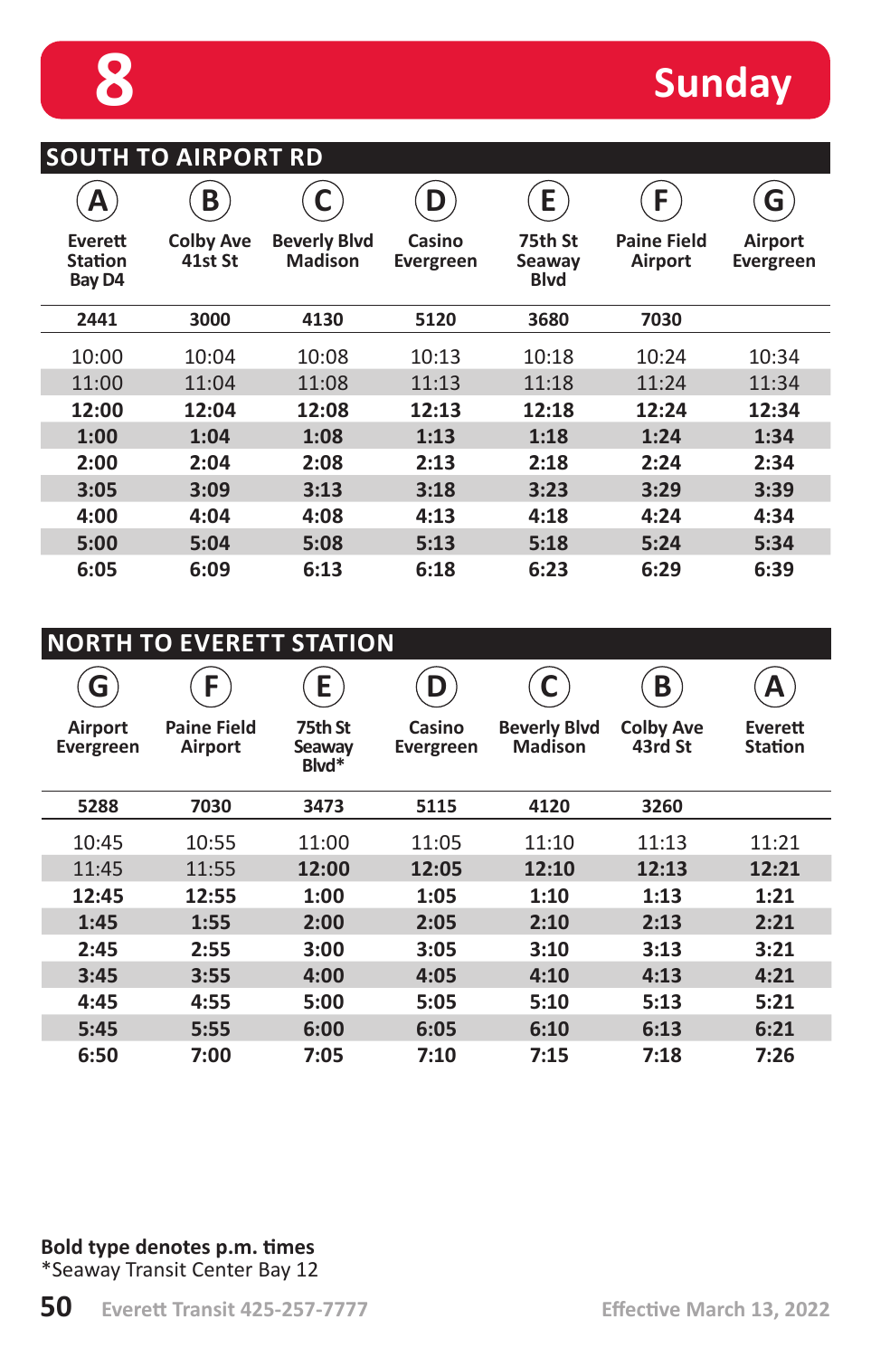# 8 Sunday

## SOUTH TO AIRPORT RD

| A Everett Station Bay D4 | B Colby Ave 41st St | C Beverly Blvd Madison | D Casino Evergreen | E 75th St Seaway Blvd | F Paine Field Airport | G Airport Evergreen |
|---|---|---|---|---|---|---|
| 2441 | 3000 | 4130 | 5120 | 3680 | 7030 | |
| 10:00 | 10:04 | 10:08 | 10:13 | 10:18 | 10:24 | 10:34 |
| 11:00 | 11:04 | 11:08 | 11:13 | 11:18 | 11:24 | 11:34 |
| **12:00** | **12:04** | **12:08** | **12:13** | **12:18** | **12:24** | **12:34** |
| **1:00** | **1:04** | **1:08** | **1:13** | **1:18** | **1:24** | **1:34** |
| **2:00** | **2:04** | **2:08** | **2:13** | **2:18** | **2:24** | **2:34** |
| **3:05** | **3:09** | **3:13** | **3:18** | **3:23** | **3:29** | **3:39** |
| **4:00** | **4:04** | **4:08** | **4:13** | **4:18** | **4:24** | **4:34** |
| **5:00** | **5:04** | **5:08** | **5:13** | **5:18** | **5:24** | **5:34** |
| **6:05** | **6:09** | **6:13** | **6:18** | **6:23** | **6:29** | **6:39** |

## NORTH TO EVERETT STATION

| G Airport Evergreen | F Paine Field Airport | E 75th St Seaway Blvd* | D Casino Evergreen | C Beverly Blvd Madison | B Colby Ave 43rd St | A Everett Station |
|---|---|---|---|---|---|---|
| 5288 | 7030 | 3473 | 5115 | 4120 | 3260 | |
| 10:45 | 10:55 | 11:00 | 11:05 | 11:10 | 11:13 | 11:21 |
| 11:45 | 11:55 | **12:00** | **12:05** | **12:10** | **12:13** | **12:21** |
| **12:45** | **12:55** | **1:00** | **1:05** | **1:10** | **1:13** | **1:21** |
| **1:45** | **1:55** | **2:00** | **2:05** | **2:10** | **2:13** | **2:21** |
| **2:45** | **2:55** | **3:00** | **3:05** | **3:10** | **3:13** | **3:21** |
| **3:45** | **3:55** | **4:00** | **4:05** | **4:10** | **4:13** | **4:21** |
| **4:45** | **4:55** | **5:00** | **5:05** | **5:10** | **5:13** | **5:21** |
| **5:45** | **5:55** | **6:00** | **6:05** | **6:10** | **6:13** | **6:21** |
| **6:50** | **7:00** | **7:05** | **7:10** | **7:15** | **7:18** | **7:26** |

**Bold type denotes p.m. times**
*Seaway Transit Center Bay 12

Everett Transit 425-257-7777 Effective March 13, 2022